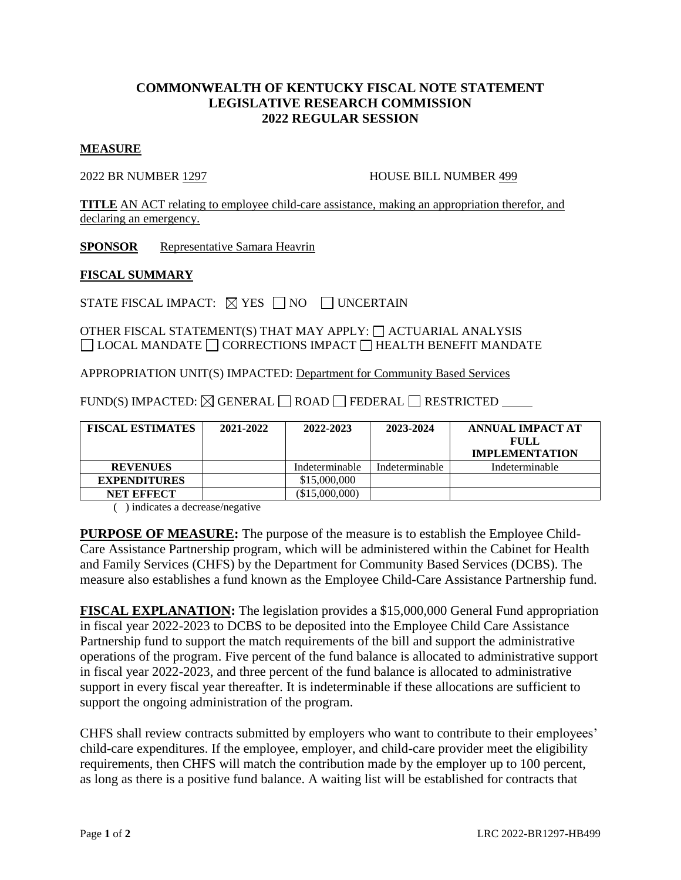# COMMONWEALTH OF KENTUCKY FISCAL NOTE STATEMENT
# LEGISLATIVE RESEARCH COMMISSION
# 2022 REGULAR SESSION

## MEASURE

2022 BR NUMBER 1297 HOUSE BILL NUMBER 499

**TITLE** AN ACT relating to employee child-care assistance, making an appropriation therefor, and declaring an emergency.

**SPONSOR** Representative Samara Heavrin

## FISCAL SUMMARY

STATE FISCAL IMPACT: ☒ YES ☐ NO ☐ UNCERTAIN

OTHER FISCAL STATEMENT(S) THAT MAY APPLY: ☐ ACTUARIAL ANALYSIS ☐ LOCAL MANDATE ☐ CORRECTIONS IMPACT ☐ HEALTH BENEFIT MANDATE

APPROPRIATION UNIT(S) IMPACTED: Department for Community Based Services

FUND(S) IMPACTED: ☒ GENERAL ☐ ROAD ☐ FEDERAL ☐ RESTRICTED

| FISCAL ESTIMATES | 2021-2022 | 2022-2023 | 2023-2024 | ANNUAL IMPACT AT FULL IMPLEMENTATION |
|---|---|---|---|---|
| REVENUES | | Indeterminable | Indeterminable | Indeterminable |
| EXPENDITURES | | \$15,000,000 | | |
| NET EFFECT | | (\$15,000,000) | | |

( ) indicates a decrease/negative

**PURPOSE OF MEASURE:** The purpose of the measure is to establish the Employee Child-Care Assistance Partnership program, which will be administered within the Cabinet for Health and Family Services (CHFS) by the Department for Community Based Services (DCBS). The measure also establishes a fund known as the Employee Child-Care Assistance Partnership fund.

**FISCAL EXPLANATION:** The legislation provides a \$15,000,000 General Fund appropriation in fiscal year 2022-2023 to DCBS to be deposited into the Employee Child Care Assistance Partnership fund to support the match requirements of the bill and support the administrative operations of the program. Five percent of the fund balance is allocated to administrative support in fiscal year 2022-2023, and three percent of the fund balance is allocated to administrative support in every fiscal year thereafter. It is indeterminable if these allocations are sufficient to support the ongoing administration of the program.

CHFS shall review contracts submitted by employers who want to contribute to their employees' child-care expenditures. If the employee, employer, and child-care provider meet the eligibility requirements, then CHFS will match the contribution made by the employer up to 100 percent, as long as there is a positive fund balance. A waiting list will be established for contracts that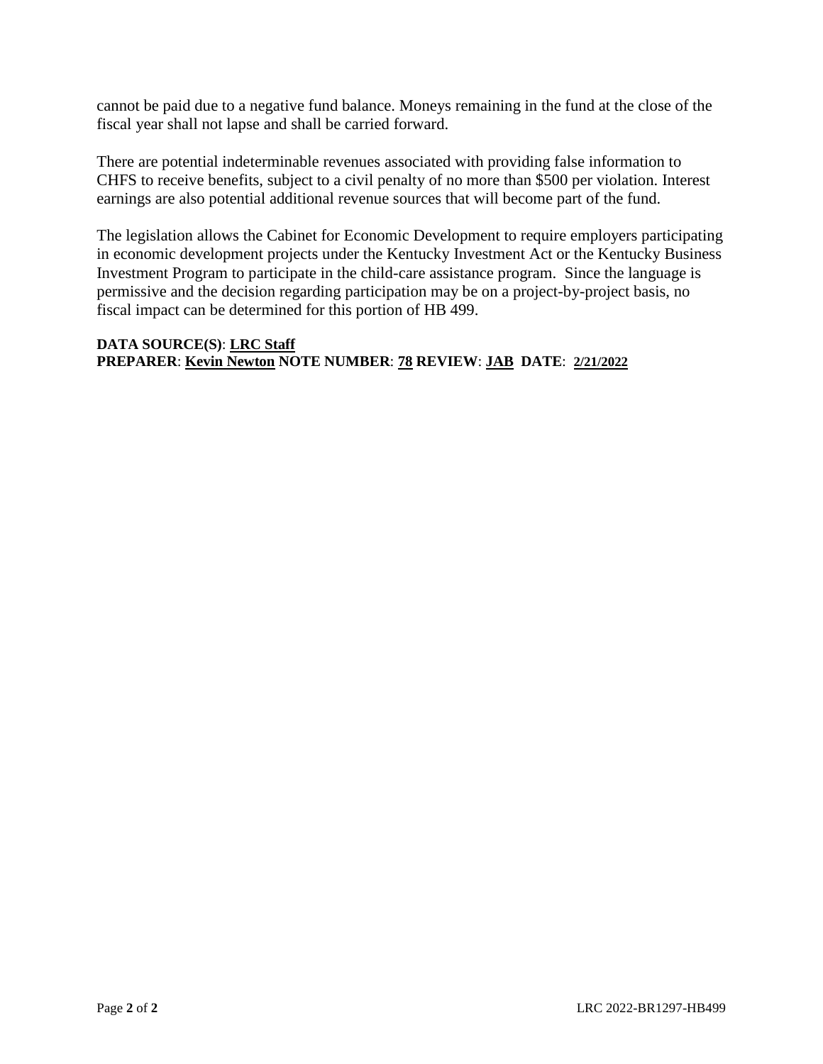cannot be paid due to a negative fund balance. Moneys remaining in the fund at the close of the fiscal year shall not lapse and shall be carried forward.

There are potential indeterminable revenues associated with providing false information to CHFS to receive benefits, subject to a civil penalty of no more than $500 per violation. Interest earnings are also potential additional revenue sources that will become part of the fund.

The legislation allows the Cabinet for Economic Development to require employers participating in economic development projects under the Kentucky Investment Act or the Kentucky Business Investment Program to participate in the child-care assistance program. Since the language is permissive and the decision regarding participation may be on a project-by-project basis, no fiscal impact can be determined for this portion of HB 499.

**DATA SOURCE(S)**: **LRC Staff**
**PREPARER**: **Kevin Newton** **NOTE NUMBER**: **78** **REVIEW**: **JAB** **DATE**: **2/21/2022**